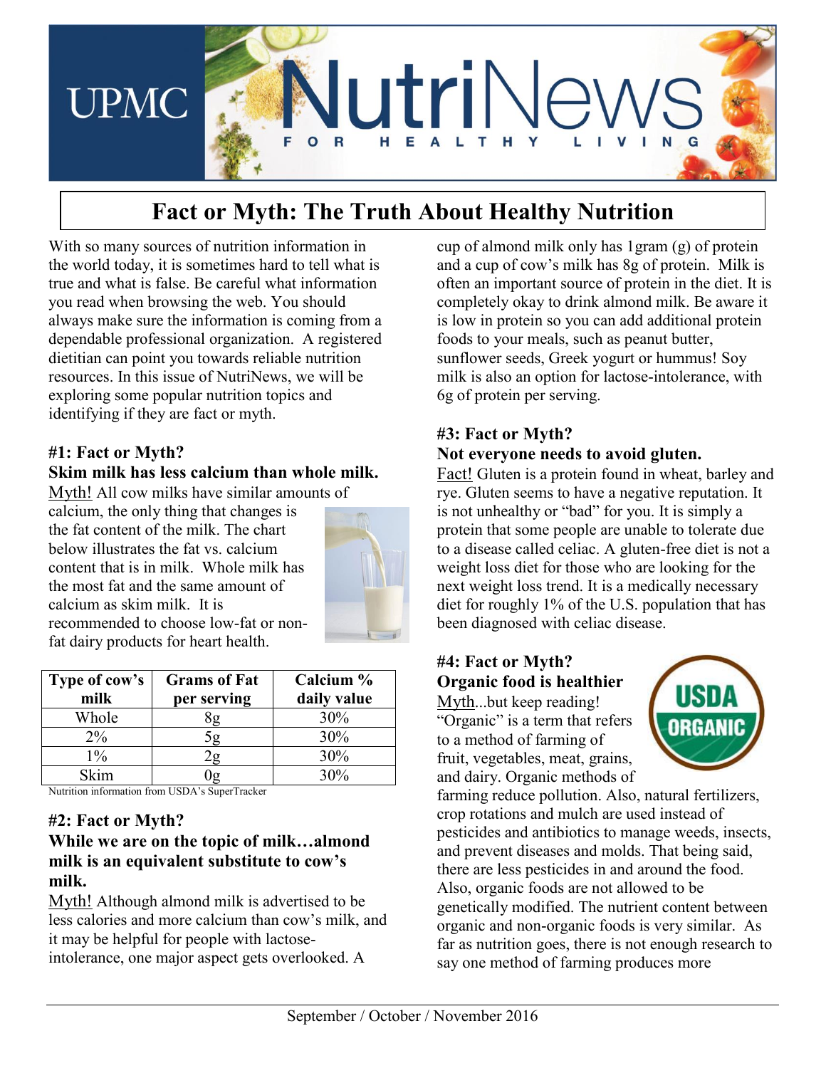# UPMC NutriNews

FOR HEALTHY LIVING

## Fact or Myth: The Truth About Healthy Nutrition

With so many sources of nutrition information in the world today, it is sometimes hard to tell what is true and what is false. Be careful what information you read when browsing the web. You should always make sure the information is coming from a dependable professional organization. A registered dietitian can point you towards reliable nutrition resources. In this issue of NutriNews, we will be exploring some popular nutrition topics and identifying if they are fact or myth.

### #1: Fact or Myth?
### Skim milk has less calcium than whole milk.

Myth! All cow milks have similar amounts of calcium, the only thing that changes is the fat content of the milk. The chart below illustrates the fat vs. calcium content that is in milk. Whole milk has the most fat and the same amount of calcium as skim milk. It is recommended to choose low-fat or non-fat dairy products for heart health.

| Type of cow's milk | Grams of Fat per serving | Calcium % daily value |
|---|---|---|
| Whole | 8g | 30% |
| 2% | 5g | 30% |
| 1% | 2g | 30% |
| Skim | 0g | 30% |

Nutrition information from USDA's SuperTracker

### #2: Fact or Myth?
### While we are on the topic of milk…almond milk is an equivalent substitute to cow's milk.

Myth! Although almond milk is advertised to be less calories and more calcium than cow's milk, and it may be helpful for people with lactose-intolerance, one major aspect gets overlooked. A cup of almond milk only has 1gram (g) of protein and a cup of cow's milk has 8g of protein. Milk is often an important source of protein in the diet. It is completely okay to drink almond milk. Be aware it is low in protein so you can add additional protein foods to your meals, such as peanut butter, sunflower seeds, Greek yogurt or hummus! Soy milk is also an option for lactose-intolerance, with 6g of protein per serving.

### #3: Fact or Myth?
### Not everyone needs to avoid gluten.

Fact! Gluten is a protein found in wheat, barley and rye. Gluten seems to have a negative reputation. It is not unhealthy or "bad" for you. It is simply a protein that some people are unable to tolerate due to a disease called celiac. A gluten-free diet is not a weight loss diet for those who are looking for the next weight loss trend. It is a medically necessary diet for roughly 1% of the U.S. population that has been diagnosed with celiac disease.

### #4: Fact or Myth?
### Organic food is healthier

Myth...but keep reading! "Organic" is a term that refers to a method of farming of fruit, vegetables, meat, grains, and dairy. Organic methods of farming reduce pollution. Also, natural fertilizers, crop rotations and mulch are used instead of pesticides and antibiotics to manage weeds, insects, and prevent diseases and molds. That being said, there are less pesticides in and around the food. Also, organic foods are not allowed to be genetically modified. The nutrient content between organic and non-organic foods is very similar. As far as nutrition goes, there is not enough research to say one method of farming produces more

September / October / November 2016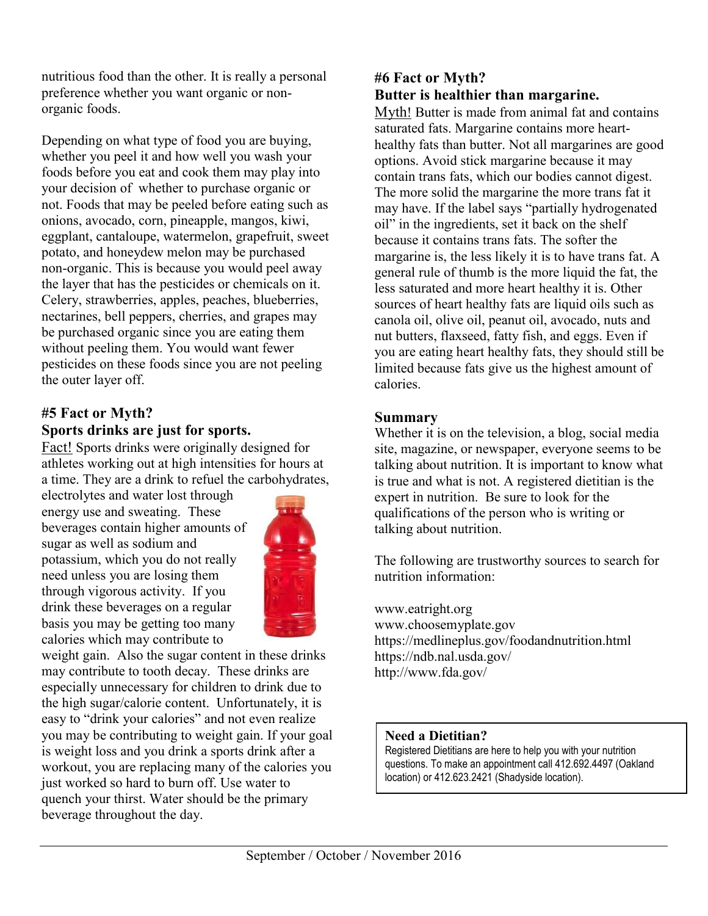nutritious food than the other. It is really a personal preference whether you want organic or non-organic foods.

Depending on what type of food you are buying, whether you peel it and how well you wash your foods before you eat and cook them may play into your decision of whether to purchase organic or not. Foods that may be peeled before eating such as onions, avocado, corn, pineapple, mangos, kiwi, eggplant, cantaloupe, watermelon, grapefruit, sweet potato, and honeydew melon may be purchased non-organic. This is because you would peel away the layer that has the pesticides or chemicals on it. Celery, strawberries, apples, peaches, blueberries, nectarines, bell peppers, cherries, and grapes may be purchased organic since you are eating them without peeling them. You would want fewer pesticides on these foods since you are not peeling the outer layer off.

### #5 Fact or Myth?
### Sports drinks are just for sports.

Fact! Sports drinks were originally designed for athletes working out at high intensities for hours at a time. They are a drink to refuel the carbohydrates, electrolytes and water lost through energy use and sweating. These beverages contain higher amounts of sugar as well as sodium and potassium, which you do not really need unless you are losing them through vigorous activity. If you drink these beverages on a regular basis you may be getting too many calories which may contribute to weight gain. Also the sugar content in these drinks may contribute to tooth decay. These drinks are especially unnecessary for children to drink due to the high sugar/calorie content. Unfortunately, it is easy to "drink your calories" and not even realize you may be contributing to weight gain. If your goal is weight loss and you drink a sports drink after a workout, you are replacing many of the calories you just worked so hard to burn off. Use water to quench your thirst. Water should be the primary beverage throughout the day.

### #6 Fact or Myth?
### Butter is healthier than margarine.

Myth! Butter is made from animal fat and contains saturated fats. Margarine contains more heart-healthy fats than butter. Not all margarines are good options. Avoid stick margarine because it may contain trans fats, which our bodies cannot digest. The more solid the margarine the more trans fat it may have. If the label says "partially hydrogenated oil" in the ingredients, set it back on the shelf because it contains trans fats. The softer the margarine is, the less likely it is to have trans fat. A general rule of thumb is the more liquid the fat, the less saturated and more heart healthy it is. Other sources of heart healthy fats are liquid oils such as canola oil, olive oil, peanut oil, avocado, nuts and nut butters, flaxseed, fatty fish, and eggs. Even if you are eating heart healthy fats, they should still be limited because fats give us the highest amount of calories.

### Summary

Whether it is on the television, a blog, social media site, magazine, or newspaper, everyone seems to be talking about nutrition. It is important to know what is true and what is not. A registered dietitian is the expert in nutrition. Be sure to look for the qualifications of the person who is writing or talking about nutrition.

The following are trustworthy sources to search for nutrition information:

www.eatright.org
www.choosemyplate.gov
https://medlineplus.gov/foodandnutrition.html
https://ndb.nal.usda.gov/
http://www.fda.gov/

**Need a Dietitian?**
Registered Dietitians are here to help you with your nutrition questions. To make an appointment call 412.692.4497 (Oakland location) or 412.623.2421 (Shadyside location).